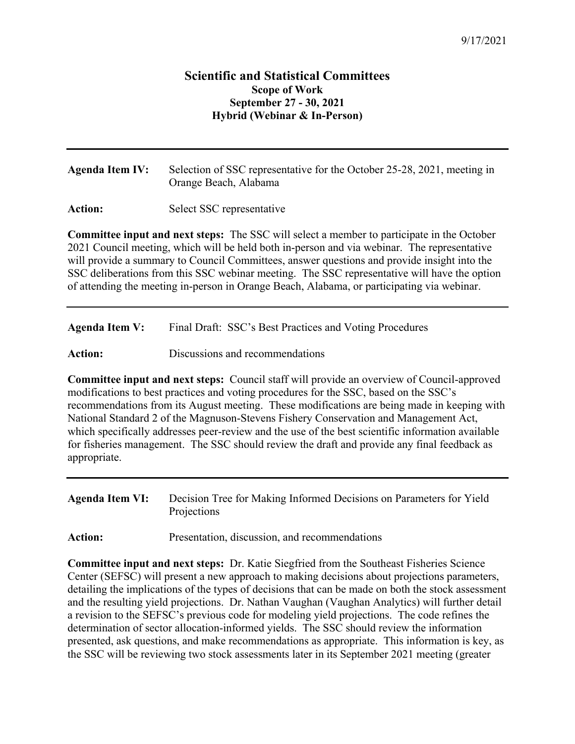9/17/2021

# Scientific and Statistical Committees

## Scope of Work

## September 27 - 30, 2021

## Hybrid (Webinar & In-Person)

---

**Agenda Item IV:** Selection of SSC representative for the October 25-28, 2021, meeting in Orange Beach, Alabama

**Action:** Select SSC representative

**Committee input and next steps:** The SSC will select a member to participate in the October 2021 Council meeting, which will be held both in-person and via webinar. The representative will provide a summary to Council Committees, answer questions and provide insight into the SSC deliberations from this SSC webinar meeting. The SSC representative will have the option of attending the meeting in-person in Orange Beach, Alabama, or participating via webinar.

---

**Agenda Item V:** Final Draft: SSC's Best Practices and Voting Procedures

**Action:** Discussions and recommendations

**Committee input and next steps:** Council staff will provide an overview of Council-approved modifications to best practices and voting procedures for the SSC, based on the SSC's recommendations from its August meeting. These modifications are being made in keeping with National Standard 2 of the Magnuson-Stevens Fishery Conservation and Management Act, which specifically addresses peer-review and the use of the best scientific information available for fisheries management. The SSC should review the draft and provide any final feedback as appropriate.

---

**Agenda Item VI:** Decision Tree for Making Informed Decisions on Parameters for Yield Projections

**Action:** Presentation, discussion, and recommendations

**Committee input and next steps:** Dr. Katie Siegfried from the Southeast Fisheries Science Center (SEFSC) will present a new approach to making decisions about projections parameters, detailing the implications of the types of decisions that can be made on both the stock assessment and the resulting yield projections. Dr. Nathan Vaughan (Vaughan Analytics) will further detail a revision to the SEFSC's previous code for modeling yield projections. The code refines the determination of sector allocation-informed yields. The SSC should review the information presented, ask questions, and make recommendations as appropriate. This information is key, as the SSC will be reviewing two stock assessments later in its September 2021 meeting (greater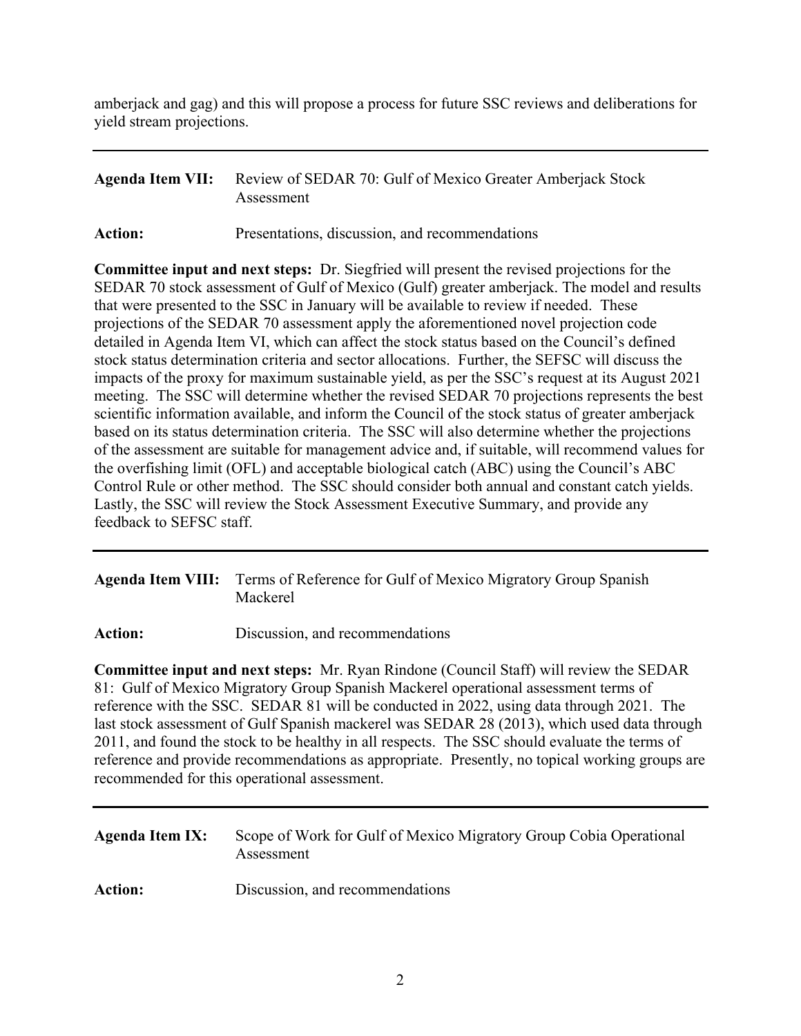amberjack and gag) and this will propose a process for future SSC reviews and deliberations for yield stream projections.

---

**Agenda Item VII:** Review of SEDAR 70: Gulf of Mexico Greater Amberjack Stock Assessment

**Action:** Presentations, discussion, and recommendations

**Committee input and next steps:** Dr. Siegfried will present the revised projections for the SEDAR 70 stock assessment of Gulf of Mexico (Gulf) greater amberjack. The model and results that were presented to the SSC in January will be available to review if needed. These projections of the SEDAR 70 assessment apply the aforementioned novel projection code detailed in Agenda Item VI, which can affect the stock status based on the Council's defined stock status determination criteria and sector allocations. Further, the SEFSC will discuss the impacts of the proxy for maximum sustainable yield, as per the SSC's request at its August 2021 meeting. The SSC will determine whether the revised SEDAR 70 projections represents the best scientific information available, and inform the Council of the stock status of greater amberjack based on its status determination criteria. The SSC will also determine whether the projections of the assessment are suitable for management advice and, if suitable, will recommend values for the overfishing limit (OFL) and acceptable biological catch (ABC) using the Council's ABC Control Rule or other method. The SSC should consider both annual and constant catch yields. Lastly, the SSC will review the Stock Assessment Executive Summary, and provide any feedback to SEFSC staff.

---

**Agenda Item VIII:** Terms of Reference for Gulf of Mexico Migratory Group Spanish Mackerel

**Action:** Discussion, and recommendations

**Committee input and next steps:** Mr. Ryan Rindone (Council Staff) will review the SEDAR 81: Gulf of Mexico Migratory Group Spanish Mackerel operational assessment terms of reference with the SSC. SEDAR 81 will be conducted in 2022, using data through 2021. The last stock assessment of Gulf Spanish mackerel was SEDAR 28 (2013), which used data through 2011, and found the stock to be healthy in all respects. The SSC should evaluate the terms of reference and provide recommendations as appropriate. Presently, no topical working groups are recommended for this operational assessment.

---

**Agenda Item IX:** Scope of Work for Gulf of Mexico Migratory Group Cobia Operational Assessment

**Action:** Discussion, and recommendations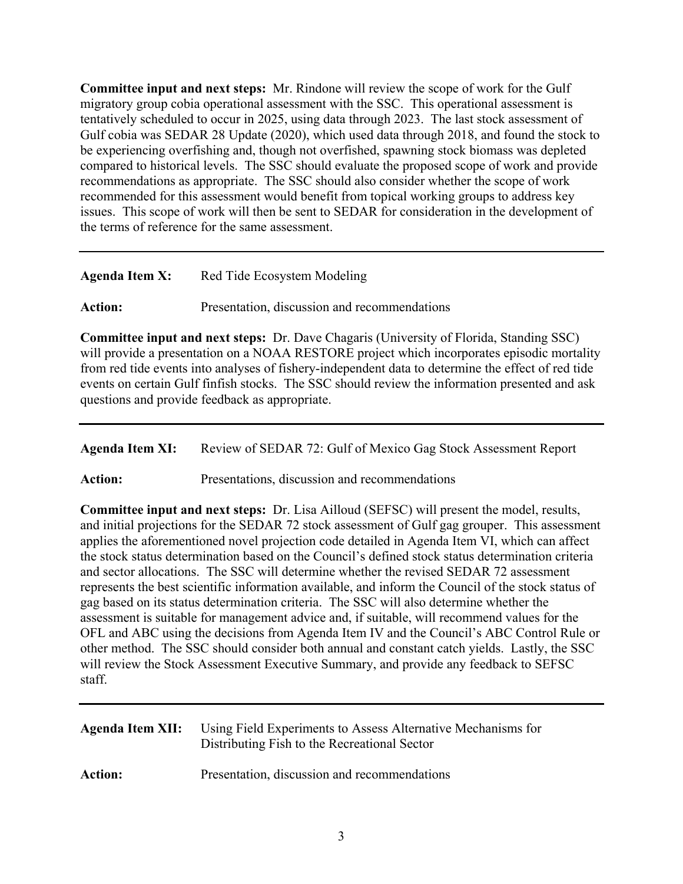**Committee input and next steps:** Mr. Rindone will review the scope of work for the Gulf migratory group cobia operational assessment with the SSC. This operational assessment is tentatively scheduled to occur in 2025, using data through 2023. The last stock assessment of Gulf cobia was SEDAR 28 Update (2020), which used data through 2018, and found the stock to be experiencing overfishing and, though not overfished, spawning stock biomass was depleted compared to historical levels. The SSC should evaluate the proposed scope of work and provide recommendations as appropriate. The SSC should also consider whether the scope of work recommended for this assessment would benefit from topical working groups to address key issues. This scope of work will then be sent to SEDAR for consideration in the development of the terms of reference for the same assessment.

---

**Agenda Item X:** Red Tide Ecosystem Modeling

**Action:** Presentation, discussion and recommendations

**Committee input and next steps:** Dr. Dave Chagaris (University of Florida, Standing SSC) will provide a presentation on a NOAA RESTORE project which incorporates episodic mortality from red tide events into analyses of fishery-independent data to determine the effect of red tide events on certain Gulf finfish stocks. The SSC should review the information presented and ask questions and provide feedback as appropriate.

---

**Agenda Item XI:** Review of SEDAR 72: Gulf of Mexico Gag Stock Assessment Report

**Action:** Presentations, discussion and recommendations

**Committee input and next steps:** Dr. Lisa Ailloud (SEFSC) will present the model, results, and initial projections for the SEDAR 72 stock assessment of Gulf gag grouper. This assessment applies the aforementioned novel projection code detailed in Agenda Item VI, which can affect the stock status determination based on the Council's defined stock status determination criteria and sector allocations. The SSC will determine whether the revised SEDAR 72 assessment represents the best scientific information available, and inform the Council of the stock status of gag based on its status determination criteria. The SSC will also determine whether the assessment is suitable for management advice and, if suitable, will recommend values for the OFL and ABC using the decisions from Agenda Item IV and the Council's ABC Control Rule or other method. The SSC should consider both annual and constant catch yields. Lastly, the SSC will review the Stock Assessment Executive Summary, and provide any feedback to SEFSC staff.

---

**Agenda Item XII:** Using Field Experiments to Assess Alternative Mechanisms for Distributing Fish to the Recreational Sector

**Action:** Presentation, discussion and recommendations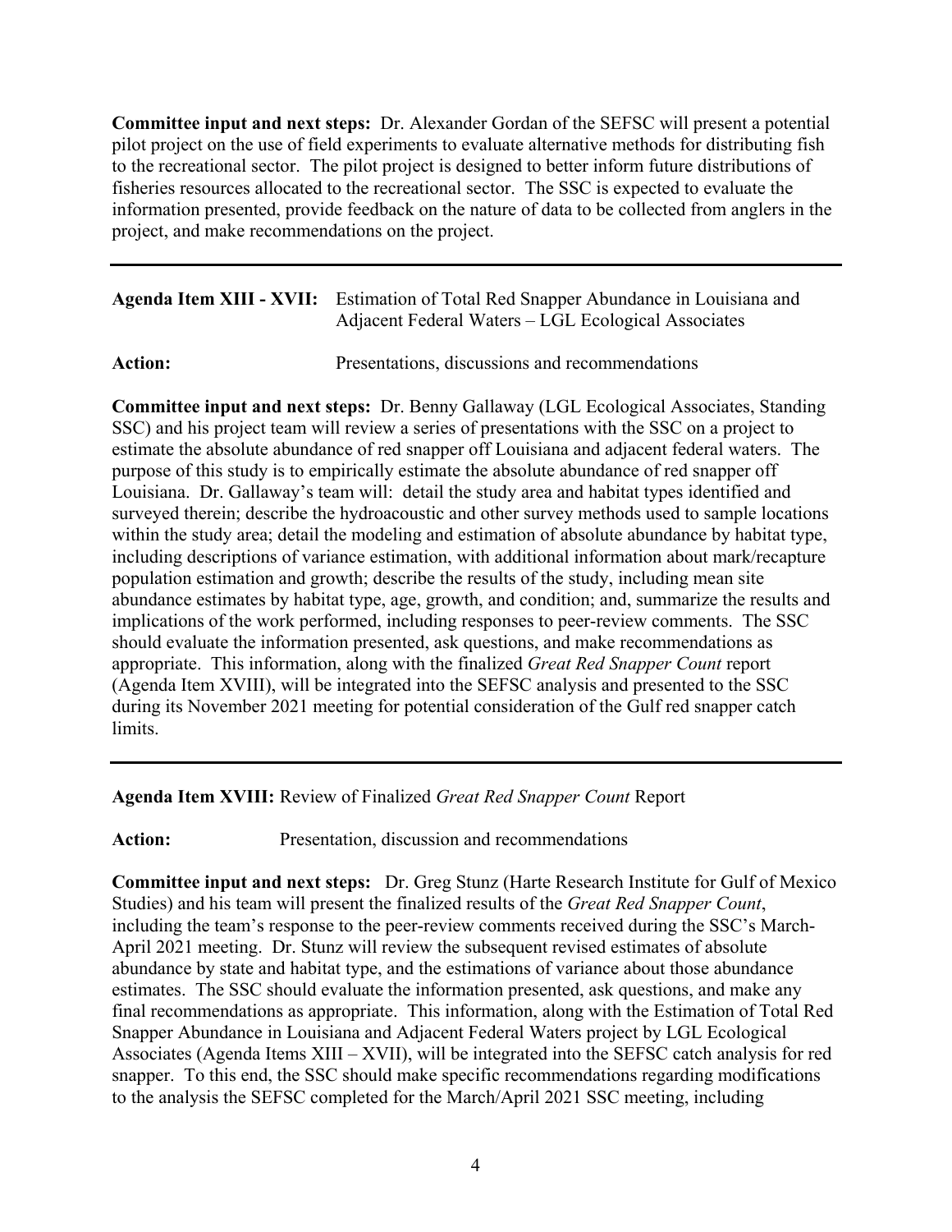**Committee input and next steps:** Dr. Alexander Gordan of the SEFSC will present a potential pilot project on the use of field experiments to evaluate alternative methods for distributing fish to the recreational sector. The pilot project is designed to better inform future distributions of fisheries resources allocated to the recreational sector. The SSC is expected to evaluate the information presented, provide feedback on the nature of data to be collected from anglers in the project, and make recommendations on the project.

---

**Agenda Item XIII - XVII:** Estimation of Total Red Snapper Abundance in Louisiana and Adjacent Federal Waters – LGL Ecological Associates

**Action:** Presentations, discussions and recommendations

**Committee input and next steps:** Dr. Benny Gallaway (LGL Ecological Associates, Standing SSC) and his project team will review a series of presentations with the SSC on a project to estimate the absolute abundance of red snapper off Louisiana and adjacent federal waters. The purpose of this study is to empirically estimate the absolute abundance of red snapper off Louisiana. Dr. Gallaway's team will: detail the study area and habitat types identified and surveyed therein; describe the hydroacoustic and other survey methods used to sample locations within the study area; detail the modeling and estimation of absolute abundance by habitat type, including descriptions of variance estimation, with additional information about mark/recapture population estimation and growth; describe the results of the study, including mean site abundance estimates by habitat type, age, growth, and condition; and, summarize the results and implications of the work performed, including responses to peer-review comments. The SSC should evaluate the information presented, ask questions, and make recommendations as appropriate. This information, along with the finalized *Great Red Snapper Count* report (Agenda Item XVIII), will be integrated into the SEFSC analysis and presented to the SSC during its November 2021 meeting for potential consideration of the Gulf red snapper catch limits.

---

**Agenda Item XVIII:** Review of Finalized *Great Red Snapper Count* Report

**Action:** Presentation, discussion and recommendations

**Committee input and next steps:** Dr. Greg Stunz (Harte Research Institute for Gulf of Mexico Studies) and his team will present the finalized results of the *Great Red Snapper Count*, including the team's response to the peer-review comments received during the SSC's March-April 2021 meeting. Dr. Stunz will review the subsequent revised estimates of absolute abundance by state and habitat type, and the estimations of variance about those abundance estimates. The SSC should evaluate the information presented, ask questions, and make any final recommendations as appropriate. This information, along with the Estimation of Total Red Snapper Abundance in Louisiana and Adjacent Federal Waters project by LGL Ecological Associates (Agenda Items XIII – XVII), will be integrated into the SEFSC catch analysis for red snapper. To this end, the SSC should make specific recommendations regarding modifications to the analysis the SEFSC completed for the March/April 2021 SSC meeting, including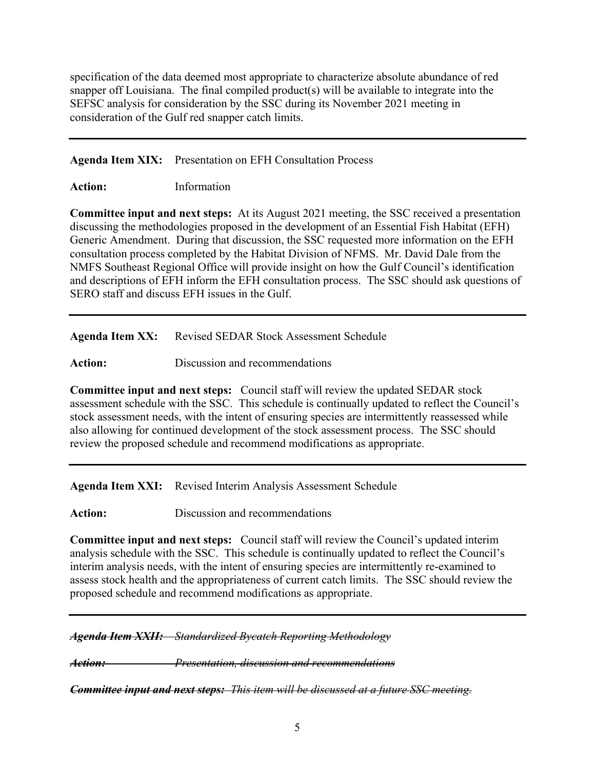specification of the data deemed most appropriate to characterize absolute abundance of red snapper off Louisiana. The final compiled product(s) will be available to integrate into the SEFSC analysis for consideration by the SSC during its November 2021 meeting in consideration of the Gulf red snapper catch limits.

---

**Agenda Item XIX:** Presentation on EFH Consultation Process

**Action:** Information

**Committee input and next steps:** At its August 2021 meeting, the SSC received a presentation discussing the methodologies proposed in the development of an Essential Fish Habitat (EFH) Generic Amendment. During that discussion, the SSC requested more information on the EFH consultation process completed by the Habitat Division of NFMS. Mr. David Dale from the NMFS Southeast Regional Office will provide insight on how the Gulf Council's identification and descriptions of EFH inform the EFH consultation process. The SSC should ask questions of SERO staff and discuss EFH issues in the Gulf.

---

**Agenda Item XX:** Revised SEDAR Stock Assessment Schedule

**Action:** Discussion and recommendations

**Committee input and next steps:** Council staff will review the updated SEDAR stock assessment schedule with the SSC. This schedule is continually updated to reflect the Council's stock assessment needs, with the intent of ensuring species are intermittently reassessed while also allowing for continued development of the stock assessment process. The SSC should review the proposed schedule and recommend modifications as appropriate.

---

**Agenda Item XXI:** Revised Interim Analysis Assessment Schedule

**Action:** Discussion and recommendations

**Committee input and next steps:** Council staff will review the Council's updated interim analysis schedule with the SSC. This schedule is continually updated to reflect the Council's interim analysis needs, with the intent of ensuring species are intermittently re-examined to assess stock health and the appropriateness of current catch limits. The SSC should review the proposed schedule and recommend modifications as appropriate.

---

~~***Agenda Item XXII:** Standardized Bycatch Reporting Methodology*~~

~~***Action:** Presentation, discussion and recommendations*~~

~~***Committee input and next steps:** This item will be discussed at a future SSC meeting.*~~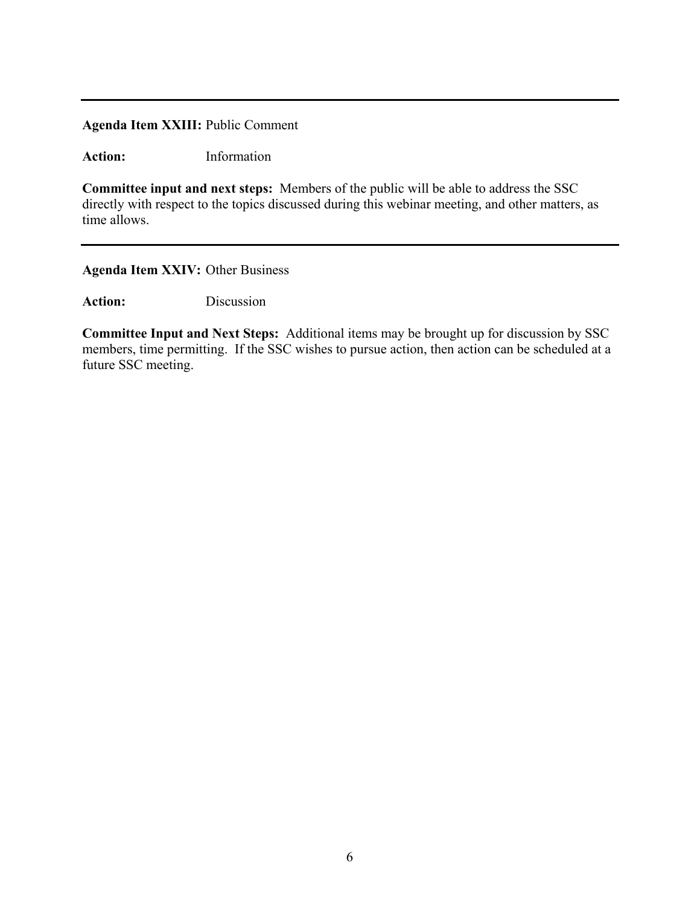---

**Agenda Item XXIII:** Public Comment

**Action:** Information

**Committee input and next steps:** Members of the public will be able to address the SSC directly with respect to the topics discussed during this webinar meeting, and other matters, as time allows.

---

**Agenda Item XXIV:** Other Business

**Action:** Discussion

**Committee Input and Next Steps:** Additional items may be brought up for discussion by SSC members, time permitting. If the SSC wishes to pursue action, then action can be scheduled at a future SSC meeting.